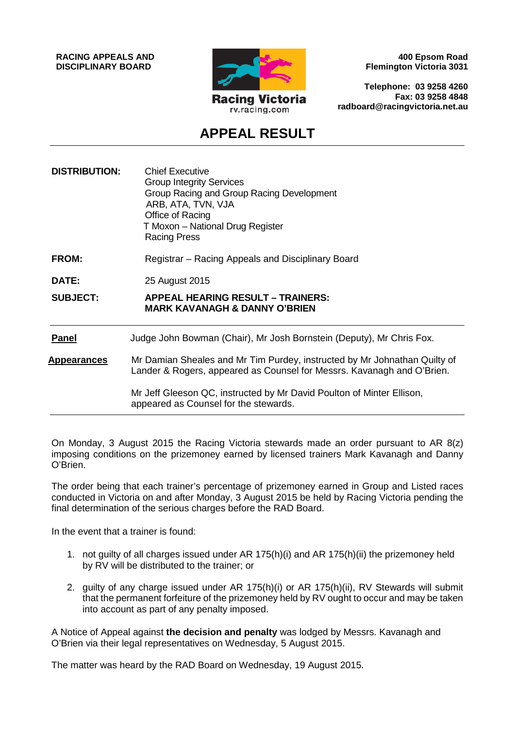**RACING APPEALS AND DISCIPLINARY BOARD**

Racing Victoria
rv.racing.com

**400 Epsom Road**
**Flemington Victoria 3031**

**Telephone: 03 9258 4260**
**Fax: 03 9258 4848**
**radboard@racingvictoria.net.au**

# APPEAL RESULT

| | |
|---|---|
| **DISTRIBUTION:** | Chief Executive<br>Group Integrity Services<br>Group Racing and Group Racing Development<br>ARB, ATA, TVN, VJA<br>Office of Racing<br>T Moxon – National Drug Register<br>Racing Press |
| **FROM:** | Registrar – Racing Appeals and Disciplinary Board |
| **DATE:** | 25 August 2015 |
| **SUBJECT:** | **APPEAL HEARING RESULT – TRAINERS: MARK KAVANAGH & DANNY O'BRIEN** |

| | |
|---|---|
| **Panel** | Judge John Bowman (Chair), Mr Josh Bornstein (Deputy), Mr Chris Fox. |
| **Appearances** | Mr Damian Sheales and Mr Tim Purdey, instructed by Mr Johnathan Quilty of Lander & Rogers, appeared as Counsel for Messrs. Kavanagh and O'Brien.<br><br>Mr Jeff Gleeson QC, instructed by Mr David Poulton of Minter Ellison, appeared as Counsel for the stewards. |

On Monday, 3 August 2015 the Racing Victoria stewards made an order pursuant to AR 8(z) imposing conditions on the prizemoney earned by licensed trainers Mark Kavanagh and Danny O'Brien.

The order being that each trainer's percentage of prizemoney earned in Group and Listed races conducted in Victoria on and after Monday, 3 August 2015 be held by Racing Victoria pending the final determination of the serious charges before the RAD Board.

In the event that a trainer is found:

1. not guilty of all charges issued under AR 175(h)(i) and AR 175(h)(ii) the prizemoney held by RV will be distributed to the trainer; or
2. guilty of any charge issued under AR 175(h)(i) or AR 175(h)(ii), RV Stewards will submit that the permanent forfeiture of the prizemoney held by RV ought to occur and may be taken into account as part of any penalty imposed.

A Notice of Appeal against **the decision and penalty** was lodged by Messrs. Kavanagh and O'Brien via their legal representatives on Wednesday, 5 August 2015.

The matter was heard by the RAD Board on Wednesday, 19 August 2015.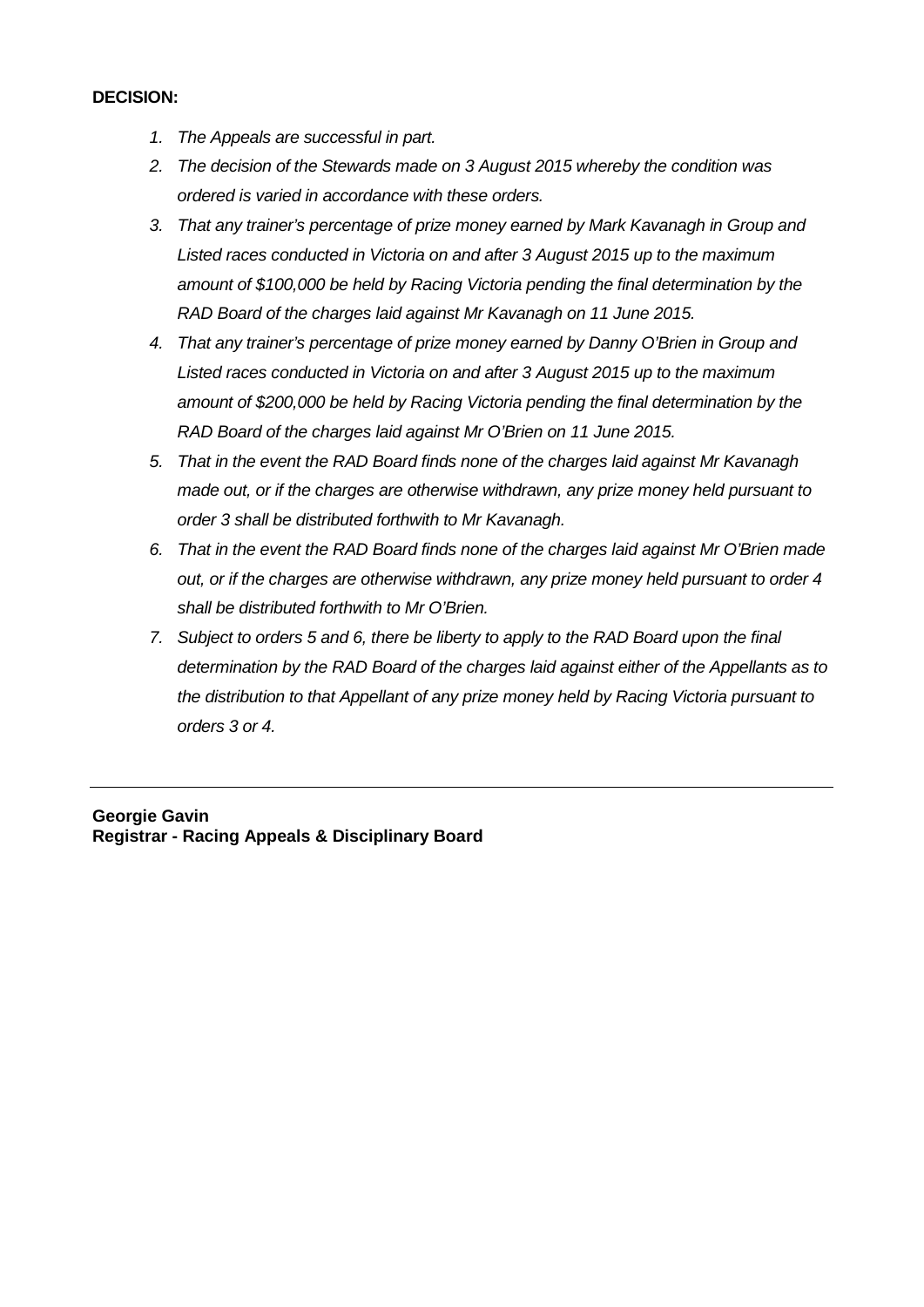**DECISION:**

1. *The Appeals are successful in part.*
2. *The decision of the Stewards made on 3 August 2015 whereby the condition was ordered is varied in accordance with these orders.*
3. *That any trainer's percentage of prize money earned by Mark Kavanagh in Group and Listed races conducted in Victoria on and after 3 August 2015 up to the maximum amount of $100,000 be held by Racing Victoria pending the final determination by the RAD Board of the charges laid against Mr Kavanagh on 11 June 2015.*
4. *That any trainer's percentage of prize money earned by Danny O'Brien in Group and Listed races conducted in Victoria on and after 3 August 2015 up to the maximum amount of $200,000 be held by Racing Victoria pending the final determination by the RAD Board of the charges laid against Mr O'Brien on 11 June 2015.*
5. *That in the event the RAD Board finds none of the charges laid against Mr Kavanagh made out, or if the charges are otherwise withdrawn, any prize money held pursuant to order 3 shall be distributed forthwith to Mr Kavanagh.*
6. *That in the event the RAD Board finds none of the charges laid against Mr O'Brien made out, or if the charges are otherwise withdrawn, any prize money held pursuant to order 4 shall be distributed forthwith to Mr O'Brien.*
7. *Subject to orders 5 and 6, there be liberty to apply to the RAD Board upon the final determination by the RAD Board of the charges laid against either of the Appellants as to the distribution to that Appellant of any prize money held by Racing Victoria pursuant to orders 3 or 4.*

---

**Georgie Gavin**
**Registrar - Racing Appeals & Disciplinary Board**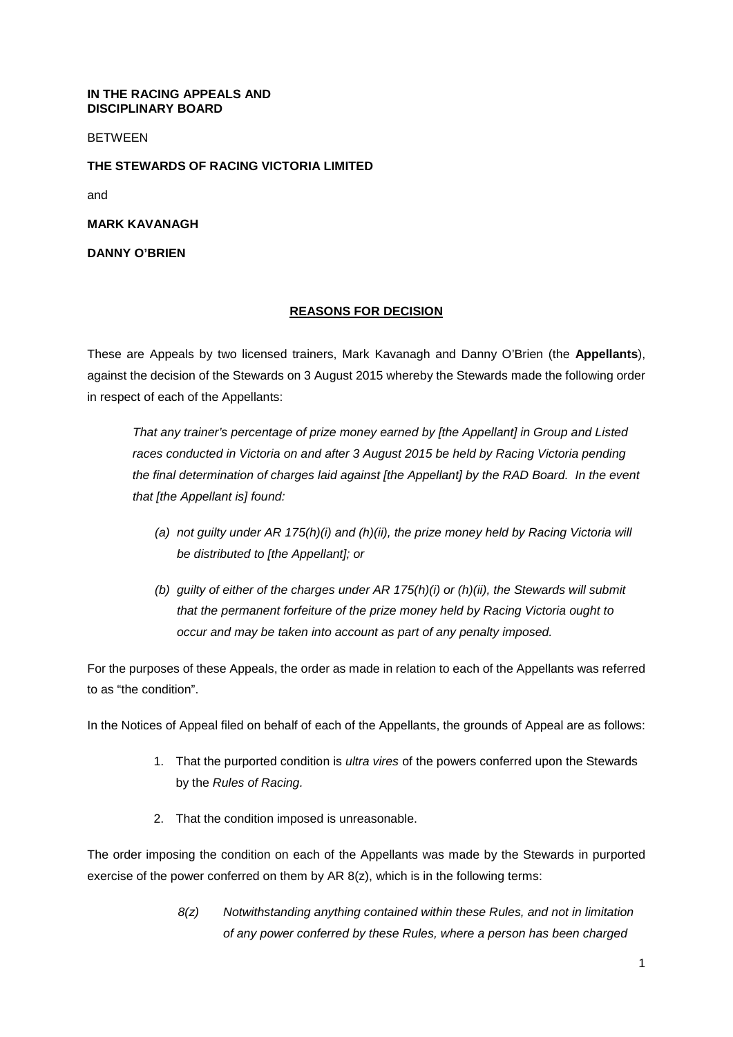**IN THE RACING APPEALS AND DISCIPLINARY BOARD**

BETWEEN

**THE STEWARDS OF RACING VICTORIA LIMITED**

and

**MARK KAVANAGH**

**DANNY O'BRIEN**

## REASONS FOR DECISION

These are Appeals by two licensed trainers, Mark Kavanagh and Danny O'Brien (the **Appellants**), against the decision of the Stewards on 3 August 2015 whereby the Stewards made the following order in respect of each of the Appellants:

> *That any trainer's percentage of prize money earned by [the Appellant] in Group and Listed races conducted in Victoria on and after 3 August 2015 be held by Racing Victoria pending the final determination of charges laid against [the Appellant] by the RAD Board. In the event that [the Appellant is] found:*
>
> *(a) not guilty under AR 175(h)(i) and (h)(ii), the prize money held by Racing Victoria will be distributed to [the Appellant]; or*
>
> *(b) guilty of either of the charges under AR 175(h)(i) or (h)(ii), the Stewards will submit that the permanent forfeiture of the prize money held by Racing Victoria ought to occur and may be taken into account as part of any penalty imposed.*

For the purposes of these Appeals, the order as made in relation to each of the Appellants was referred to as "the condition".

In the Notices of Appeal filed on behalf of each of the Appellants, the grounds of Appeal are as follows:

1. That the purported condition is *ultra vires* of the powers conferred upon the Stewards by the *Rules of Racing.*
2. That the condition imposed is unreasonable.

The order imposing the condition on each of the Appellants was made by the Stewards in purported exercise of the power conferred on them by AR 8(z), which is in the following terms:

> *8(z) Notwithstanding anything contained within these Rules, and not in limitation of any power conferred by these Rules, where a person has been charged*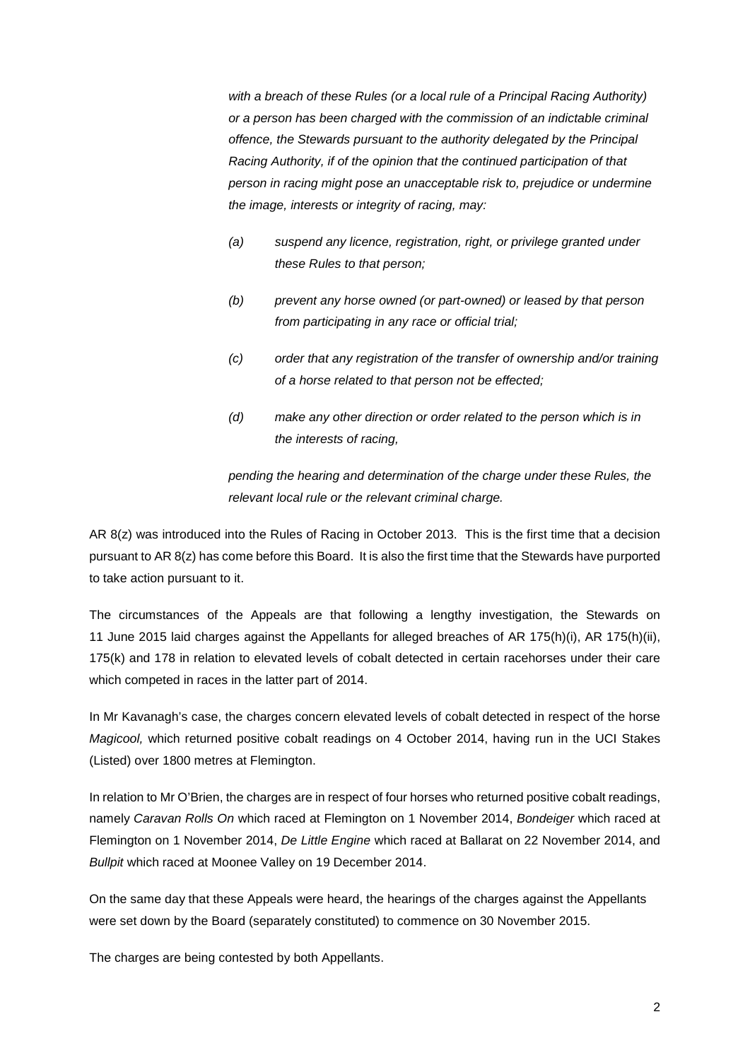*with a breach of these Rules (or a local rule of a Principal Racing Authority) or a person has been charged with the commission of an indictable criminal offence, the Stewards pursuant to the authority delegated by the Principal Racing Authority, if of the opinion that the continued participation of that person in racing might pose an unacceptable risk to, prejudice or undermine the image, interests or integrity of racing, may:*

> *(a) suspend any licence, registration, right, or privilege granted under these Rules to that person;*
>
> *(b) prevent any horse owned (or part-owned) or leased by that person from participating in any race or official trial;*
>
> *(c) order that any registration of the transfer of ownership and/or training of a horse related to that person not be effected;*
>
> *(d) make any other direction or order related to the person which is in the interests of racing,*

*pending the hearing and determination of the charge under these Rules, the relevant local rule or the relevant criminal charge.*

AR 8(z) was introduced into the Rules of Racing in October 2013. This is the first time that a decision pursuant to AR 8(z) has come before this Board. It is also the first time that the Stewards have purported to take action pursuant to it.

The circumstances of the Appeals are that following a lengthy investigation, the Stewards on 11 June 2015 laid charges against the Appellants for alleged breaches of AR 175(h)(i), AR 175(h)(ii), 175(k) and 178 in relation to elevated levels of cobalt detected in certain racehorses under their care which competed in races in the latter part of 2014.

In Mr Kavanagh's case, the charges concern elevated levels of cobalt detected in respect of the horse *Magicool,* which returned positive cobalt readings on 4 October 2014, having run in the UCI Stakes (Listed) over 1800 metres at Flemington.

In relation to Mr O'Brien, the charges are in respect of four horses who returned positive cobalt readings, namely *Caravan Rolls On* which raced at Flemington on 1 November 2014, *Bondeiger* which raced at Flemington on 1 November 2014, *De Little Engine* which raced at Ballarat on 22 November 2014, and *Bullpit* which raced at Moonee Valley on 19 December 2014.

On the same day that these Appeals were heard, the hearings of the charges against the Appellants were set down by the Board (separately constituted) to commence on 30 November 2015.

The charges are being contested by both Appellants.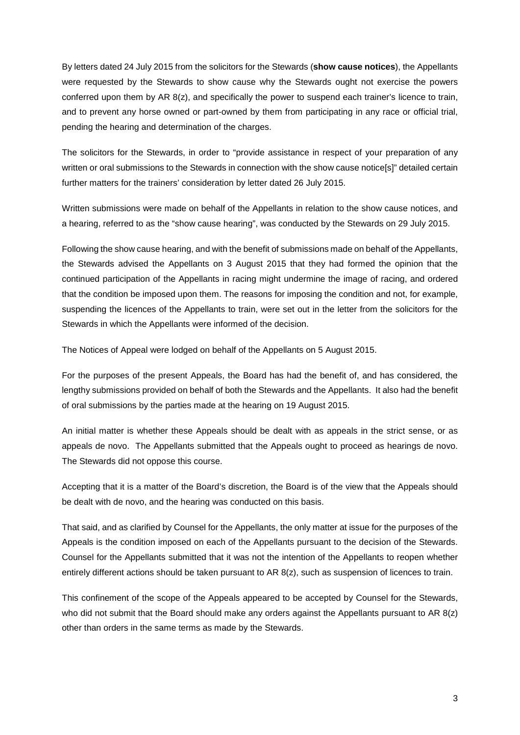By letters dated 24 July 2015 from the solicitors for the Stewards (**show cause notices**), the Appellants were requested by the Stewards to show cause why the Stewards ought not exercise the powers conferred upon them by AR 8(z), and specifically the power to suspend each trainer's licence to train, and to prevent any horse owned or part-owned by them from participating in any race or official trial, pending the hearing and determination of the charges.

The solicitors for the Stewards, in order to "provide assistance in respect of your preparation of any written or oral submissions to the Stewards in connection with the show cause notice[s]" detailed certain further matters for the trainers' consideration by letter dated 26 July 2015.

Written submissions were made on behalf of the Appellants in relation to the show cause notices, and a hearing, referred to as the "show cause hearing", was conducted by the Stewards on 29 July 2015.

Following the show cause hearing, and with the benefit of submissions made on behalf of the Appellants, the Stewards advised the Appellants on 3 August 2015 that they had formed the opinion that the continued participation of the Appellants in racing might undermine the image of racing, and ordered that the condition be imposed upon them. The reasons for imposing the condition and not, for example, suspending the licences of the Appellants to train, were set out in the letter from the solicitors for the Stewards in which the Appellants were informed of the decision.

The Notices of Appeal were lodged on behalf of the Appellants on 5 August 2015.

For the purposes of the present Appeals, the Board has had the benefit of, and has considered, the lengthy submissions provided on behalf of both the Stewards and the Appellants. It also had the benefit of oral submissions by the parties made at the hearing on 19 August 2015.

An initial matter is whether these Appeals should be dealt with as appeals in the strict sense, or as appeals de novo. The Appellants submitted that the Appeals ought to proceed as hearings de novo. The Stewards did not oppose this course.

Accepting that it is a matter of the Board's discretion, the Board is of the view that the Appeals should be dealt with de novo, and the hearing was conducted on this basis.

That said, and as clarified by Counsel for the Appellants, the only matter at issue for the purposes of the Appeals is the condition imposed on each of the Appellants pursuant to the decision of the Stewards. Counsel for the Appellants submitted that it was not the intention of the Appellants to reopen whether entirely different actions should be taken pursuant to AR 8(z), such as suspension of licences to train.

This confinement of the scope of the Appeals appeared to be accepted by Counsel for the Stewards, who did not submit that the Board should make any orders against the Appellants pursuant to AR 8(z) other than orders in the same terms as made by the Stewards.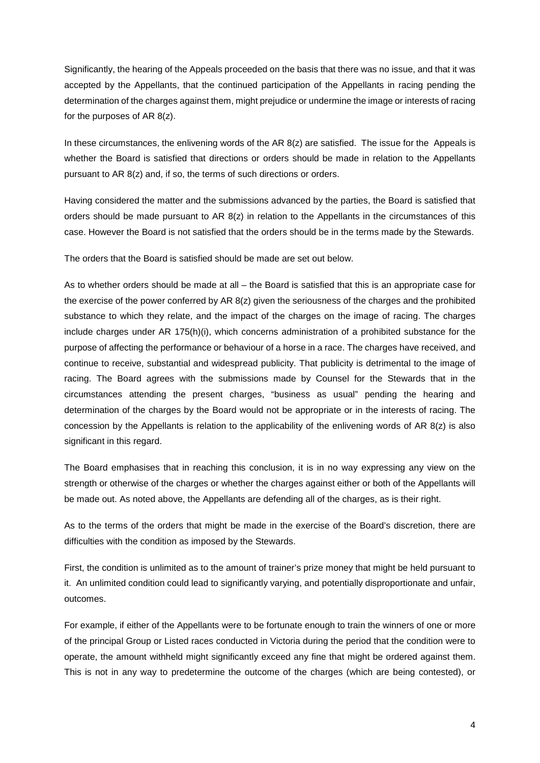Significantly, the hearing of the Appeals proceeded on the basis that there was no issue, and that it was accepted by the Appellants, that the continued participation of the Appellants in racing pending the determination of the charges against them, might prejudice or undermine the image or interests of racing for the purposes of AR 8(z).

In these circumstances, the enlivening words of the AR 8(z) are satisfied. The issue for the Appeals is whether the Board is satisfied that directions or orders should be made in relation to the Appellants pursuant to AR 8(z) and, if so, the terms of such directions or orders.

Having considered the matter and the submissions advanced by the parties, the Board is satisfied that orders should be made pursuant to AR 8(z) in relation to the Appellants in the circumstances of this case. However the Board is not satisfied that the orders should be in the terms made by the Stewards.

The orders that the Board is satisfied should be made are set out below.

As to whether orders should be made at all – the Board is satisfied that this is an appropriate case for the exercise of the power conferred by AR 8(z) given the seriousness of the charges and the prohibited substance to which they relate, and the impact of the charges on the image of racing. The charges include charges under AR 175(h)(i), which concerns administration of a prohibited substance for the purpose of affecting the performance or behaviour of a horse in a race. The charges have received, and continue to receive, substantial and widespread publicity. That publicity is detrimental to the image of racing. The Board agrees with the submissions made by Counsel for the Stewards that in the circumstances attending the present charges, "business as usual" pending the hearing and determination of the charges by the Board would not be appropriate or in the interests of racing. The concession by the Appellants is relation to the applicability of the enlivening words of AR 8(z) is also significant in this regard.

The Board emphasises that in reaching this conclusion, it is in no way expressing any view on the strength or otherwise of the charges or whether the charges against either or both of the Appellants will be made out. As noted above, the Appellants are defending all of the charges, as is their right.

As to the terms of the orders that might be made in the exercise of the Board's discretion, there are difficulties with the condition as imposed by the Stewards.

First, the condition is unlimited as to the amount of trainer's prize money that might be held pursuant to it. An unlimited condition could lead to significantly varying, and potentially disproportionate and unfair, outcomes.

For example, if either of the Appellants were to be fortunate enough to train the winners of one or more of the principal Group or Listed races conducted in Victoria during the period that the condition were to operate, the amount withheld might significantly exceed any fine that might be ordered against them. This is not in any way to predetermine the outcome of the charges (which are being contested), or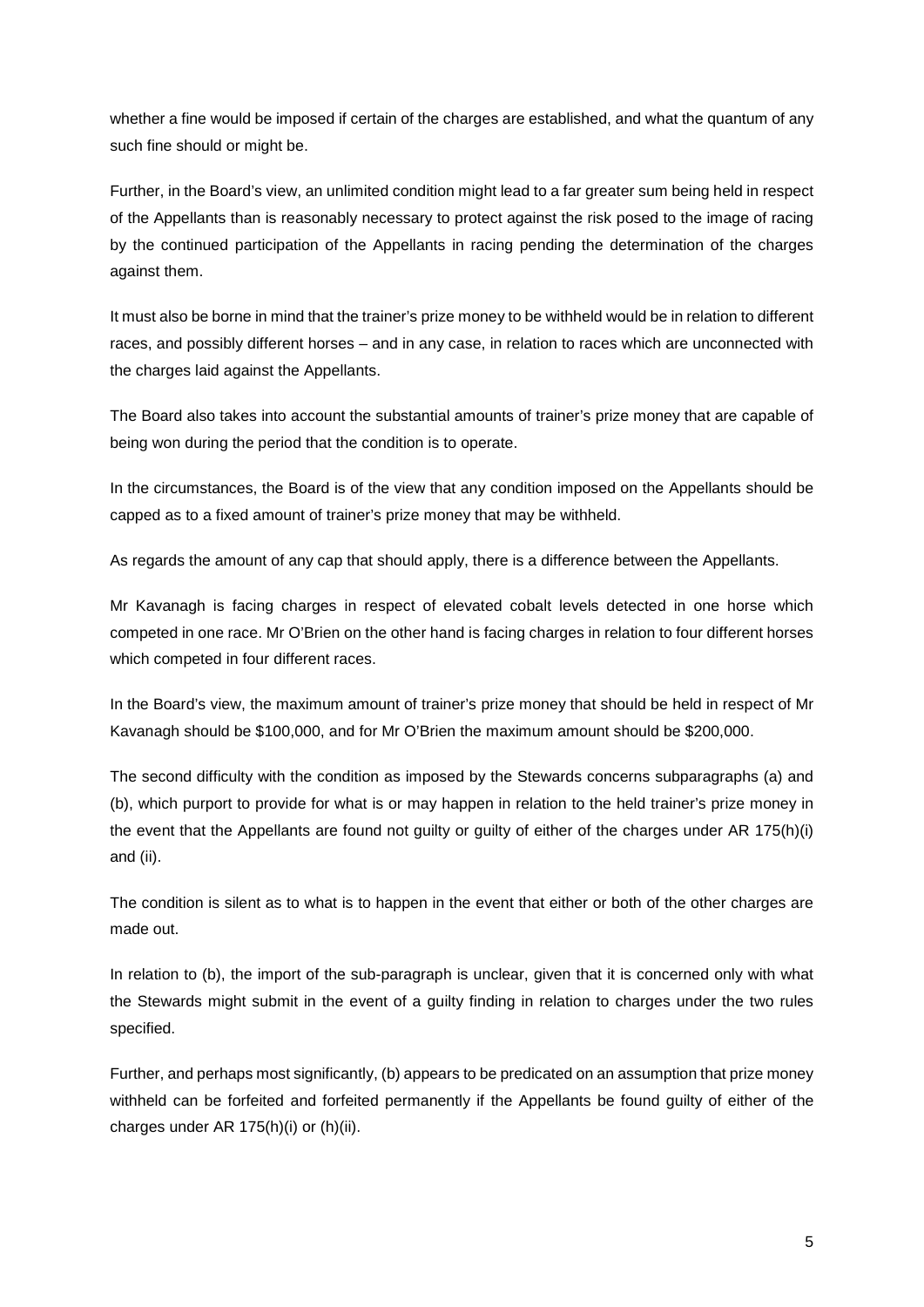whether a fine would be imposed if certain of the charges are established, and what the quantum of any such fine should or might be.

Further, in the Board's view, an unlimited condition might lead to a far greater sum being held in respect of the Appellants than is reasonably necessary to protect against the risk posed to the image of racing by the continued participation of the Appellants in racing pending the determination of the charges against them.

It must also be borne in mind that the trainer's prize money to be withheld would be in relation to different races, and possibly different horses – and in any case, in relation to races which are unconnected with the charges laid against the Appellants.

The Board also takes into account the substantial amounts of trainer's prize money that are capable of being won during the period that the condition is to operate.

In the circumstances, the Board is of the view that any condition imposed on the Appellants should be capped as to a fixed amount of trainer's prize money that may be withheld.

As regards the amount of any cap that should apply, there is a difference between the Appellants.

Mr Kavanagh is facing charges in respect of elevated cobalt levels detected in one horse which competed in one race. Mr O'Brien on the other hand is facing charges in relation to four different horses which competed in four different races.

In the Board's view, the maximum amount of trainer's prize money that should be held in respect of Mr Kavanagh should be $100,000, and for Mr O'Brien the maximum amount should be $200,000.

The second difficulty with the condition as imposed by the Stewards concerns subparagraphs (a) and (b), which purport to provide for what is or may happen in relation to the held trainer's prize money in the event that the Appellants are found not guilty or guilty of either of the charges under AR 175(h)(i) and (ii).

The condition is silent as to what is to happen in the event that either or both of the other charges are made out.

In relation to (b), the import of the sub-paragraph is unclear, given that it is concerned only with what the Stewards might submit in the event of a guilty finding in relation to charges under the two rules specified.

Further, and perhaps most significantly, (b) appears to be predicated on an assumption that prize money withheld can be forfeited and forfeited permanently if the Appellants be found guilty of either of the charges under AR 175(h)(i) or (h)(ii).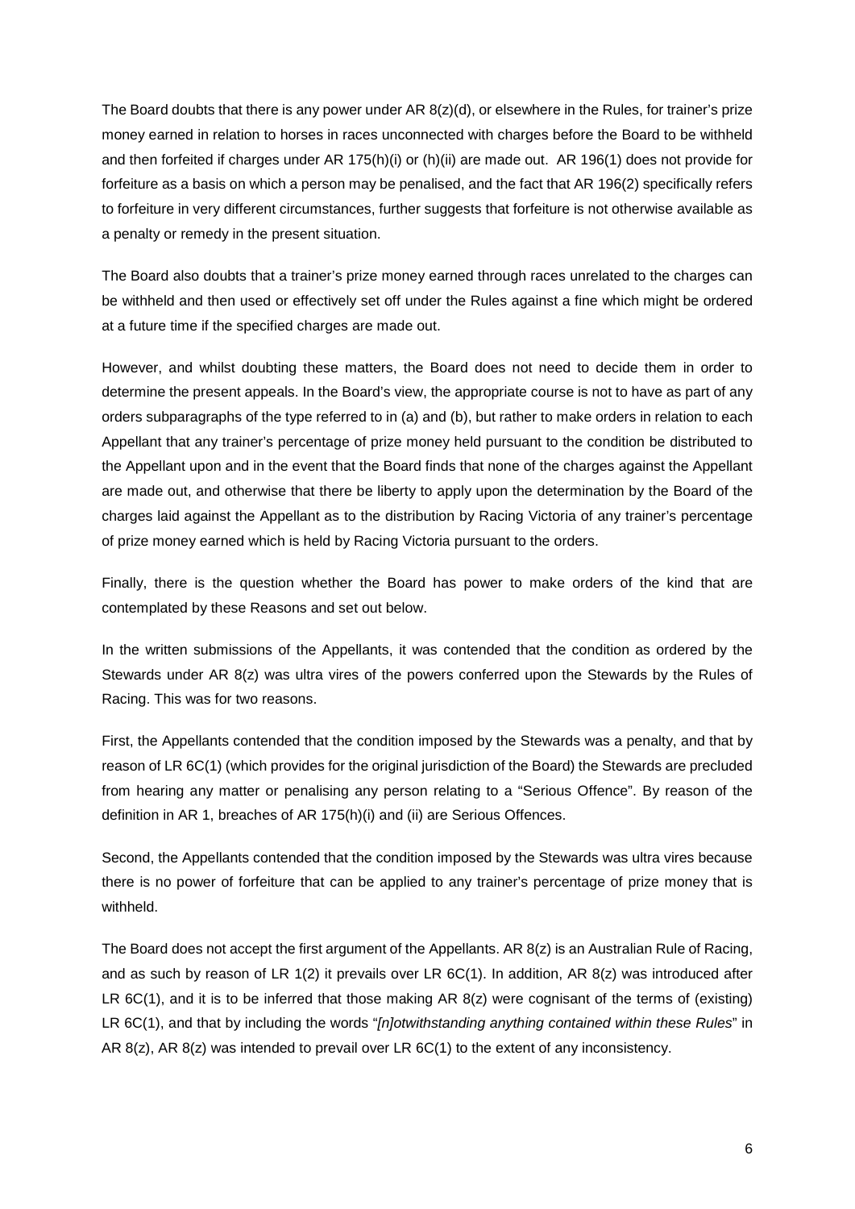The Board doubts that there is any power under AR 8(z)(d), or elsewhere in the Rules, for trainer's prize money earned in relation to horses in races unconnected with charges before the Board to be withheld and then forfeited if charges under AR 175(h)(i) or (h)(ii) are made out. AR 196(1) does not provide for forfeiture as a basis on which a person may be penalised, and the fact that AR 196(2) specifically refers to forfeiture in very different circumstances, further suggests that forfeiture is not otherwise available as a penalty or remedy in the present situation.

The Board also doubts that a trainer's prize money earned through races unrelated to the charges can be withheld and then used or effectively set off under the Rules against a fine which might be ordered at a future time if the specified charges are made out.

However, and whilst doubting these matters, the Board does not need to decide them in order to determine the present appeals. In the Board's view, the appropriate course is not to have as part of any orders subparagraphs of the type referred to in (a) and (b), but rather to make orders in relation to each Appellant that any trainer's percentage of prize money held pursuant to the condition be distributed to the Appellant upon and in the event that the Board finds that none of the charges against the Appellant are made out, and otherwise that there be liberty to apply upon the determination by the Board of the charges laid against the Appellant as to the distribution by Racing Victoria of any trainer's percentage of prize money earned which is held by Racing Victoria pursuant to the orders.

Finally, there is the question whether the Board has power to make orders of the kind that are contemplated by these Reasons and set out below.

In the written submissions of the Appellants, it was contended that the condition as ordered by the Stewards under AR 8(z) was ultra vires of the powers conferred upon the Stewards by the Rules of Racing. This was for two reasons.

First, the Appellants contended that the condition imposed by the Stewards was a penalty, and that by reason of LR 6C(1) (which provides for the original jurisdiction of the Board) the Stewards are precluded from hearing any matter or penalising any person relating to a "Serious Offence". By reason of the definition in AR 1, breaches of AR 175(h)(i) and (ii) are Serious Offences.

Second, the Appellants contended that the condition imposed by the Stewards was ultra vires because there is no power of forfeiture that can be applied to any trainer's percentage of prize money that is withheld.

The Board does not accept the first argument of the Appellants. AR 8(z) is an Australian Rule of Racing, and as such by reason of LR 1(2) it prevails over LR 6C(1). In addition, AR 8(z) was introduced after LR 6C(1), and it is to be inferred that those making AR 8(z) were cognisant of the terms of (existing) LR 6C(1), and that by including the words "*[n]otwithstanding anything contained within these Rules*" in AR 8(z), AR 8(z) was intended to prevail over LR 6C(1) to the extent of any inconsistency.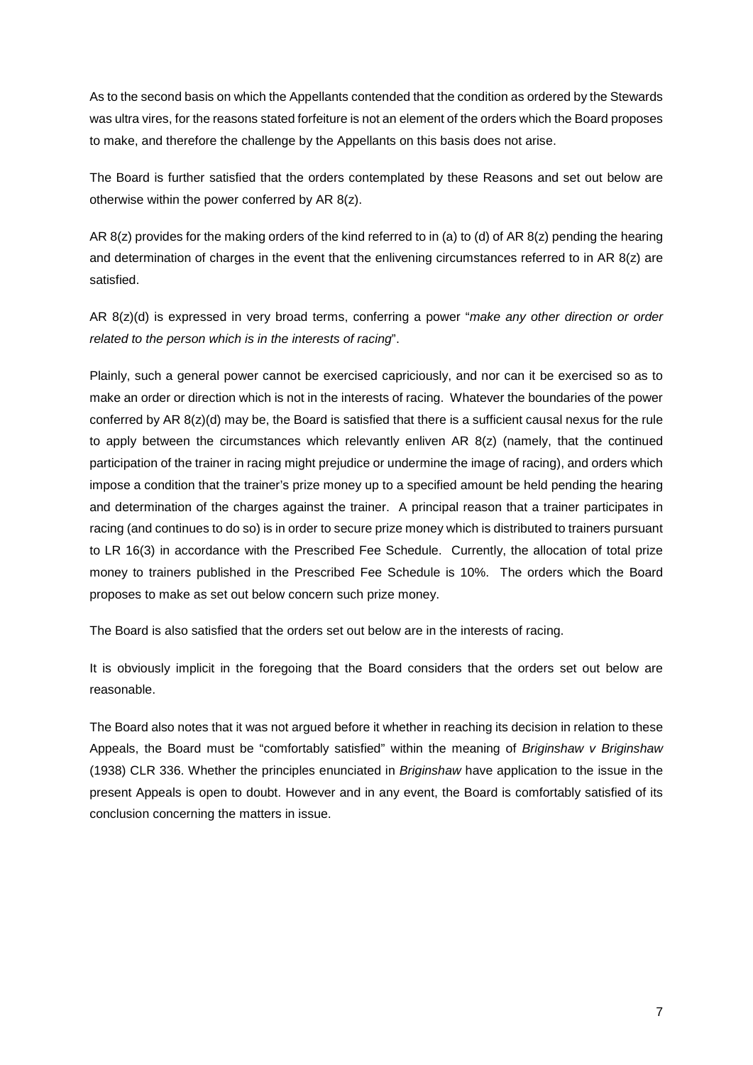As to the second basis on which the Appellants contended that the condition as ordered by the Stewards was ultra vires, for the reasons stated forfeiture is not an element of the orders which the Board proposes to make, and therefore the challenge by the Appellants on this basis does not arise.

The Board is further satisfied that the orders contemplated by these Reasons and set out below are otherwise within the power conferred by AR 8(z).

AR 8(z) provides for the making orders of the kind referred to in (a) to (d) of AR 8(z) pending the hearing and determination of charges in the event that the enlivening circumstances referred to in AR 8(z) are satisfied.

AR 8(z)(d) is expressed in very broad terms, conferring a power "*make any other direction or order related to the person which is in the interests of racing*".

Plainly, such a general power cannot be exercised capriciously, and nor can it be exercised so as to make an order or direction which is not in the interests of racing. Whatever the boundaries of the power conferred by AR 8(z)(d) may be, the Board is satisfied that there is a sufficient causal nexus for the rule to apply between the circumstances which relevantly enliven AR 8(z) (namely, that the continued participation of the trainer in racing might prejudice or undermine the image of racing), and orders which impose a condition that the trainer's prize money up to a specified amount be held pending the hearing and determination of the charges against the trainer. A principal reason that a trainer participates in racing (and continues to do so) is in order to secure prize money which is distributed to trainers pursuant to LR 16(3) in accordance with the Prescribed Fee Schedule. Currently, the allocation of total prize money to trainers published in the Prescribed Fee Schedule is 10%. The orders which the Board proposes to make as set out below concern such prize money.

The Board is also satisfied that the orders set out below are in the interests of racing.

It is obviously implicit in the foregoing that the Board considers that the orders set out below are reasonable.

The Board also notes that it was not argued before it whether in reaching its decision in relation to these Appeals, the Board must be "comfortably satisfied" within the meaning of *Briginshaw v Briginshaw* (1938) CLR 336. Whether the principles enunciated in *Briginshaw* have application to the issue in the present Appeals is open to doubt. However and in any event, the Board is comfortably satisfied of its conclusion concerning the matters in issue.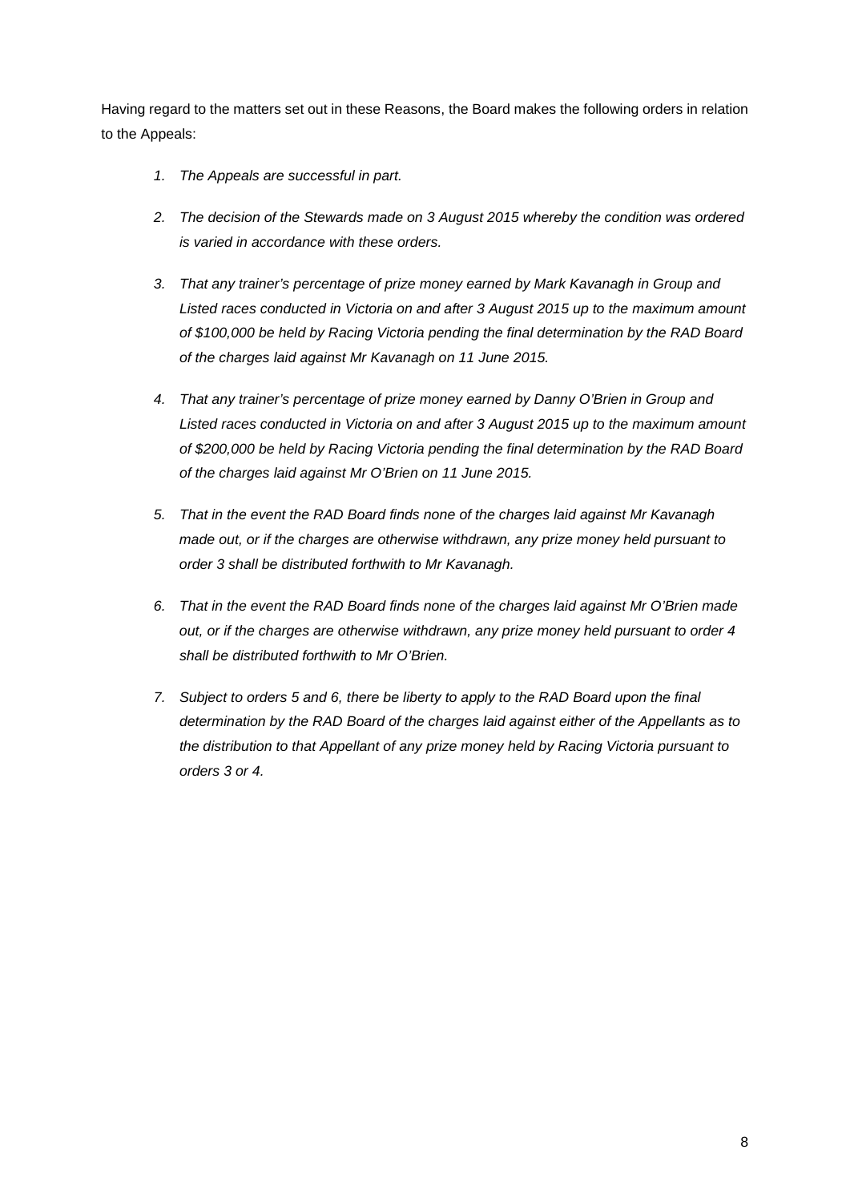Having regard to the matters set out in these Reasons, the Board makes the following orders in relation to the Appeals:

1. *The Appeals are successful in part.*
2. *The decision of the Stewards made on 3 August 2015 whereby the condition was ordered is varied in accordance with these orders.*
3. *That any trainer's percentage of prize money earned by Mark Kavanagh in Group and Listed races conducted in Victoria on and after 3 August 2015 up to the maximum amount of $100,000 be held by Racing Victoria pending the final determination by the RAD Board of the charges laid against Mr Kavanagh on 11 June 2015.*
4. *That any trainer's percentage of prize money earned by Danny O'Brien in Group and Listed races conducted in Victoria on and after 3 August 2015 up to the maximum amount of $200,000 be held by Racing Victoria pending the final determination by the RAD Board of the charges laid against Mr O'Brien on 11 June 2015.*
5. *That in the event the RAD Board finds none of the charges laid against Mr Kavanagh made out, or if the charges are otherwise withdrawn, any prize money held pursuant to order 3 shall be distributed forthwith to Mr Kavanagh.*
6. *That in the event the RAD Board finds none of the charges laid against Mr O'Brien made out, or if the charges are otherwise withdrawn, any prize money held pursuant to order 4 shall be distributed forthwith to Mr O'Brien.*
7. *Subject to orders 5 and 6, there be liberty to apply to the RAD Board upon the final determination by the RAD Board of the charges laid against either of the Appellants as to the distribution to that Appellant of any prize money held by Racing Victoria pursuant to orders 3 or 4.*